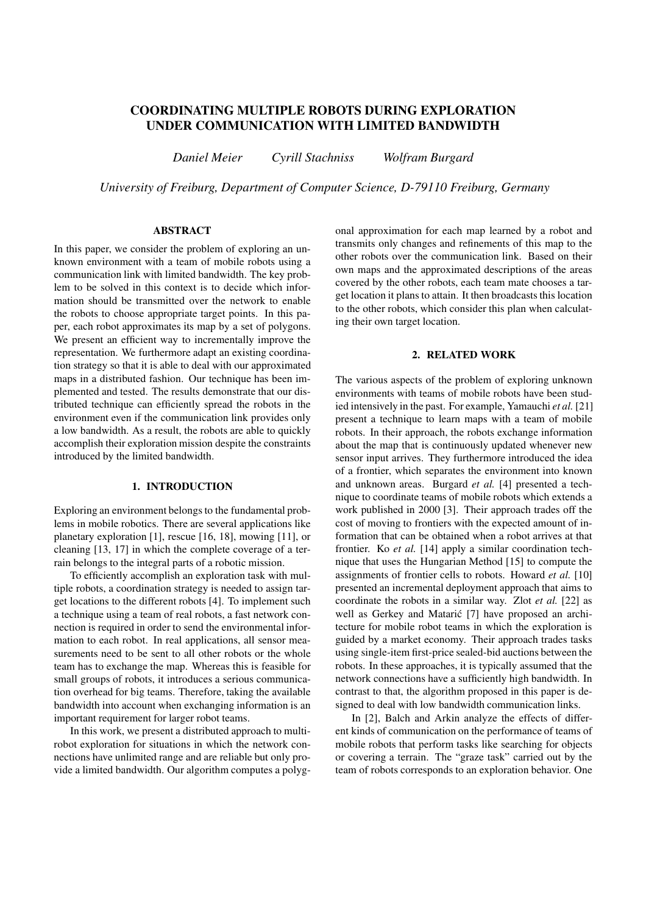# COORDINATING MULTIPLE ROBOTS DURING EXPLORATION UNDER COMMUNICATION WITH LIMITED BANDWIDTH

*Daniel Meier* *Cyrill Stachniss* *Wolfram Burgard*

*University of Freiburg, Department of Computer Science, D-79110 Freiburg, Germany*

## ABSTRACT

In this paper, we consider the problem of exploring an unknown environment with a team of mobile robots using a communication link with limited bandwidth. The key problem to be solved in this context is to decide which information should be transmitted over the network to enable the robots to choose appropriate target points. In this paper, each robot approximates its map by a set of polygons. We present an efficient way to incrementally improve the representation. We furthermore adapt an existing coordination strategy so that it is able to deal with our approximated maps in a distributed fashion. Our technique has been implemented and tested. The results demonstrate that our distributed technique can efficiently spread the robots in the environment even if the communication link provides only a low bandwidth. As a result, the robots are able to quickly accomplish their exploration mission despite the constraints introduced by the limited bandwidth.

## 1. INTRODUCTION

Exploring an environment belongs to the fundamental problems in mobile robotics. There are several applications like planetary exploration [1], rescue [16, 18], mowing [11], or cleaning [13, 17] in which the complete coverage of a terrain belongs to the integral parts of a robotic mission.

To efficiently accomplish an exploration task with multiple robots, a coordination strategy is needed to assign target locations to the different robots [4]. To implement such a technique using a team of real robots, a fast network connection is required in order to send the environmental information to each robot. In real applications, all sensor measurements need to be sent to all other robots or the whole team has to exchange the map. Whereas this is feasible for small groups of robots, it introduces a serious communication overhead for big teams. Therefore, taking the available bandwidth into account when exchanging information is an important requirement for larger robot teams.

In this work, we present a distributed approach to multi-robot exploration for situations in which the network connections have unlimited range and are reliable but only provide a limited bandwidth. Our algorithm computes a polygonal approximation for each map learned by a robot and transmits only changes and refinements of this map to the other robots over the communication link. Based on their own maps and the approximated descriptions of the areas covered by the other robots, each team mate chooses a target location it plans to attain. It then broadcasts this location to the other robots, which consider this plan when calculating their own target location.

## 2. RELATED WORK

The various aspects of the problem of exploring unknown environments with teams of mobile robots have been studied intensively in the past. For example, Yamauchi *et al.* [21] present a technique to learn maps with a team of mobile robots. In their approach, the robots exchange information about the map that is continuously updated whenever new sensor input arrives. They furthermore introduced the idea of a frontier, which separates the environment into known and unknown areas. Burgard *et al.* [4] presented a technique to coordinate teams of mobile robots which extends a work published in 2000 [3]. Their approach trades off the cost of moving to frontiers with the expected amount of information that can be obtained when a robot arrives at that frontier. Ko *et al.* [14] apply a similar coordination technique that uses the Hungarian Method [15] to compute the assignments of frontier cells to robots. Howard *et al.* [10] presented an incremental deployment approach that aims to coordinate the robots in a similar way. Zlot *et al.* [22] as well as Gerkey and Matarić [7] have proposed an architecture for mobile robot teams in which the exploration is guided by a market economy. Their approach trades tasks using single-item first-price sealed-bid auctions between the robots. In these approaches, it is typically assumed that the network connections have a sufficiently high bandwidth. In contrast to that, the algorithm proposed in this paper is designed to deal with low bandwidth communication links.

In [2], Balch and Arkin analyze the effects of different kinds of communication on the performance of teams of mobile robots that perform tasks like searching for objects or covering a terrain. The "graze task" carried out by the team of robots corresponds to an exploration behavior. One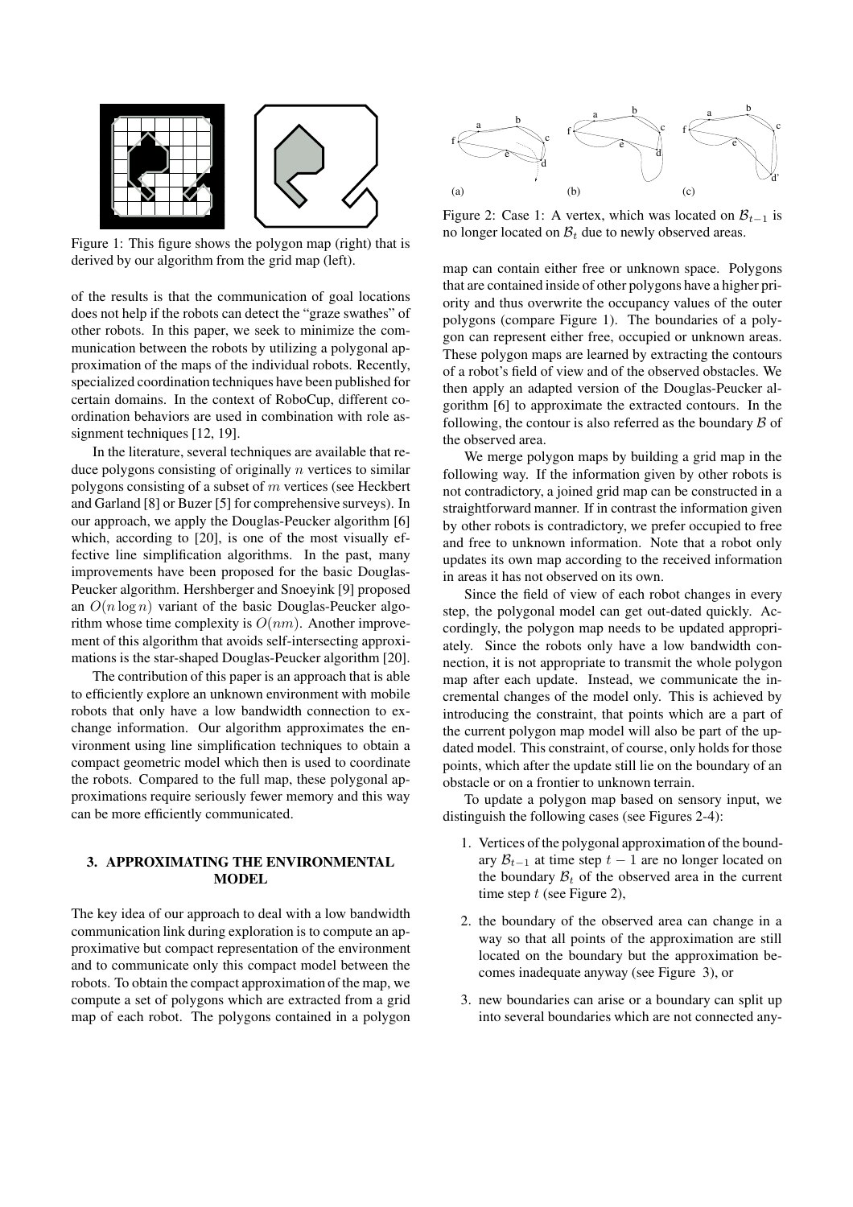Figure 1: This figure shows the polygon map (right) that is derived by our algorithm from the grid map (left).

of the results is that the communication of goal locations does not help if the robots can detect the "graze swathes" of other robots. In this paper, we seek to minimize the communication between the robots by utilizing a polygonal approximation of the maps of the individual robots. Recently, specialized coordination techniques have been published for certain domains. In the context of RoboCup, different coordination behaviors are used in combination with role assignment techniques [12, 19].

In the literature, several techniques are available that reduce polygons consisting of originally $n$ vertices to similar polygons consisting of a subset of $m$ vertices (see Heckbert and Garland [8] or Buzer [5] for comprehensive surveys). In our approach, we apply the Douglas-Peucker algorithm [6] which, according to [20], is one of the most visually effective line simplification algorithms. In the past, many improvements have been proposed for the basic Douglas-Peucker algorithm. Hershberger and Snoeyink [9] proposed an $O(n \log n)$ variant of the basic Douglas-Peucker algorithm whose time complexity is $O(nm)$. Another improvement of this algorithm that avoids self-intersecting approximations is the star-shaped Douglas-Peucker algorithm [20].

The contribution of this paper is an approach that is able to efficiently explore an unknown environment with mobile robots that only have a low bandwidth connection to exchange information. Our algorithm approximates the environment using line simplification techniques to obtain a compact geometric model which then is used to coordinate the robots. Compared to the full map, these polygonal approximations require seriously fewer memory and this way can be more efficiently communicated.

## 3. APPROXIMATING THE ENVIRONMENTAL MODEL

The key idea of our approach to deal with a low bandwidth communication link during exploration is to compute an approximative but compact representation of the environment and to communicate only this compact model between the robots. To obtain the compact approximation of the map, we compute a set of polygons which are extracted from a grid map of each robot. The polygons contained in a polygon

Figure 2: Case 1: A vertex, which was located on $\mathcal{B}_{t-1}$ is no longer located on $\mathcal{B}_t$ due to newly observed areas.

map can contain either free or unknown space. Polygons that are contained inside of other polygons have a higher priority and thus overwrite the occupancy values of the outer polygons (compare Figure 1). The boundaries of a polygon can represent either free, occupied or unknown areas. These polygon maps are learned by extracting the contours of a robot's field of view and of the observed obstacles. We then apply an adapted version of the Douglas-Peucker algorithm [6] to approximate the extracted contours. In the following, the contour is also referred as the boundary $\mathcal{B}$ of the observed area.

We merge polygon maps by building a grid map in the following way. If the information given by other robots is not contradictory, a joined grid map can be constructed in a straightforward manner. If in contrast the information given by other robots is contradictory, we prefer occupied to free and free to unknown information. Note that a robot only updates its own map according to the received information in areas it has not observed on its own.

Since the field of view of each robot changes in every step, the polygonal model can get out-dated quickly. Accordingly, the polygon map needs to be updated appropriately. Since the robots only have a low bandwidth connection, it is not appropriate to transmit the whole polygon map after each update. Instead, we communicate the incremental changes of the model only. This is achieved by introducing the constraint, that points which are a part of the current polygon map model will also be part of the updated model. This constraint, of course, only holds for those points, which after the update still lie on the boundary of an obstacle or on a frontier to unknown terrain.

To update a polygon map based on sensory input, we distinguish the following cases (see Figures 2-4):

1. Vertices of the polygonal approximation of the boundary $\mathcal{B}_{t-1}$ at time step $t-1$ are no longer located on the boundary $\mathcal{B}_t$ of the observed area in the current time step $t$ (see Figure 2),
2. the boundary of the observed area can change in a way so that all points of the approximation are still located on the boundary but the approximation becomes inadequate anyway (see Figure 3), or
3. new boundaries can arise or a boundary can split up into several boundaries which are not connected any-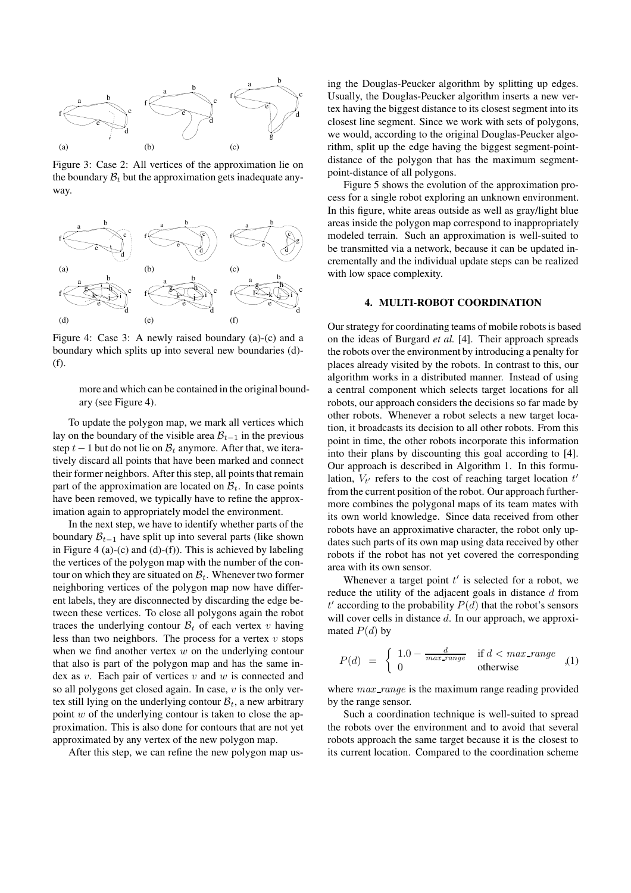Figure 3: Case 2: All vertices of the approximation lie on the boundary $\mathcal{B}_t$ but the approximation gets inadequate anyway.

Figure 4: Case 3: A newly raised boundary (a)-(c) and a boundary which splits up into several new boundaries (d)-(f).

> more and which can be contained in the original boundary (see Figure 4).

To update the polygon map, we mark all vertices which lay on the boundary of the visible area $\mathcal{B}_{t-1}$ in the previous step $t-1$ but do not lie on $\mathcal{B}_t$ anymore. After that, we iteratively discard all points that have been marked and connect their former neighbors. After this step, all points that remain part of the approximation are located on $\mathcal{B}_t$. In case points have been removed, we typically have to refine the approximation again to appropriately model the environment.

In the next step, we have to identify whether parts of the boundary $\mathcal{B}_{t-1}$ have split up into several parts (like shown in Figure 4 (a)-(c) and (d)-(f)). This is achieved by labeling the vertices of the polygon map with the number of the contour on which they are situated on $\mathcal{B}_t$. Whenever two former neighboring vertices of the polygon map now have different labels, they are disconnected by discarding the edge between these vertices. To close all polygons again the robot traces the underlying contour $\mathcal{B}_t$ of each vertex $v$ having less than two neighbors. The process for a vertex $v$ stops when we find another vertex $w$ on the underlying contour that also is part of the polygon map and has the same index as $v$. Each pair of vertices $v$ and $w$ is connected and so all polygons get closed again. In case, $v$ is the only vertex still lying on the underlying contour $\mathcal{B}_t$, a new arbitrary point $w$ of the underlying contour is taken to close the approximation. This is also done for contours that are not yet approximated by any vertex of the new polygon map.

After this step, we can refine the new polygon map using the Douglas-Peucker algorithm by splitting up edges. Usually, the Douglas-Peucker algorithm inserts a new vertex having the biggest distance to its closest segment into its closest line segment. Since we work with sets of polygons, we would, according to the original Douglas-Peucker algorithm, split up the edge having the biggest segment-point-distance of the polygon that has the maximum segment-point-distance of all polygons.

Figure 5 shows the evolution of the approximation process for a single robot exploring an unknown environment. In this figure, white areas outside as well as gray/light blue areas inside the polygon map correspond to inappropriately modeled terrain. Such an approximation is well-suited to be transmitted via a network, because it can be updated incrementally and the individual update steps can be realized with low space complexity.

## 4. MULTI-ROBOT COORDINATION

Our strategy for coordinating teams of mobile robots is based on the ideas of Burgard *et al.* [4]. Their approach spreads the robots over the environment by introducing a penalty for places already visited by the robots. In contrast to this, our algorithm works in a distributed manner. Instead of using a central component which selects target locations for all robots, our approach considers the decisions so far made by other robots. Whenever a robot selects a new target location, it broadcasts its decision to all other robots. From this point in time, the other robots incorporate this information into their plans by discounting this goal according to [4]. Our approach is described in Algorithm 1. In this formulation, $V_{t'}$ refers to the cost of reaching target location $t'$ from the current position of the robot. Our approach furthermore combines the polygonal maps of its team mates with its own world knowledge. Since data received from other robots have an approximative character, the robot only updates such parts of its own map using data received by other robots if the robot has not yet covered the corresponding area with its own sensor.

Whenever a target point $t'$ is selected for a robot, we reduce the utility of the adjacent goals in distance $d$ from $t'$ according to the probability $P(d)$ that the robot's sensors will cover cells in distance $d$. In our approach, we approximated $P(d)$ by

$$P(d) \;=\; \begin{cases} 1.0 - \frac{d}{max\_range} & \text{if } d < max\_range \\ 0 & \text{otherwise} \end{cases} \quad (1)$$

where $max\_range$ is the maximum range reading provided by the range sensor.

Such a coordination technique is well-suited to spread the robots over the environment and to avoid that several robots approach the same target because it is the closest to its current location. Compared to the coordination scheme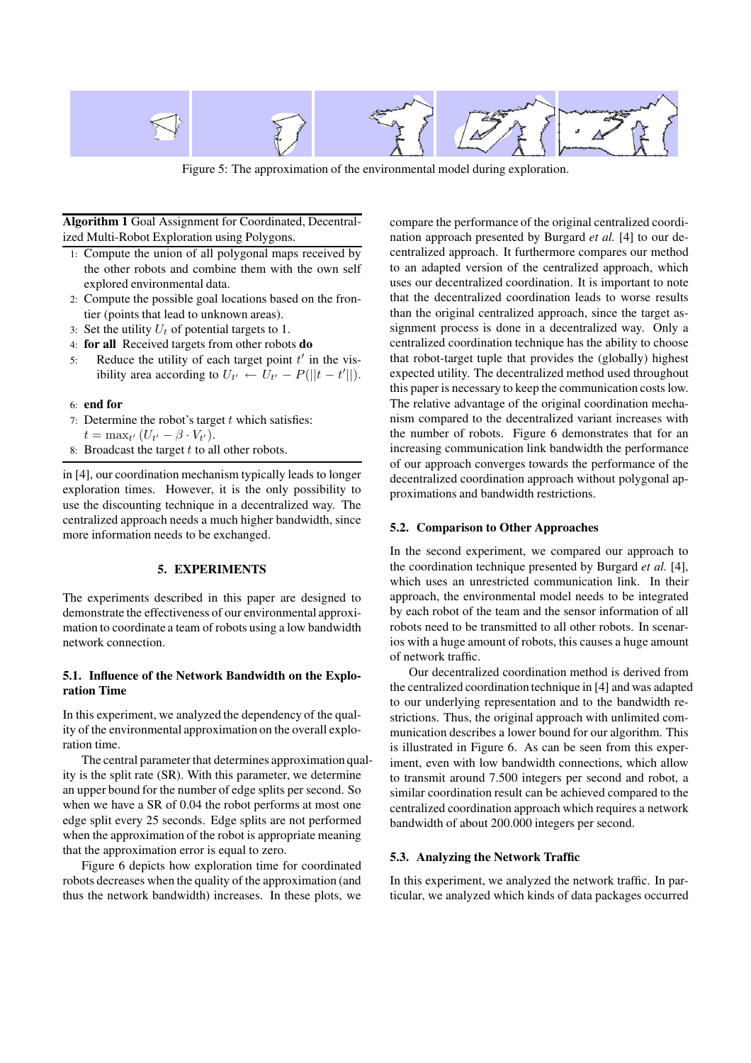Figure 5: The approximation of the environmental model during exploration.

**Algorithm 1** Goal Assignment for Coordinated, Decentralized Multi-Robot Exploration using Polygons.

1. Compute the union of all polygonal maps received by the other robots and combine them with the own self explored environmental data.
2. Compute the possible goal locations based on the frontier (points that lead to unknown areas).
3. Set the utility $U_t$ of potential targets to 1.
4. **for all** Received targets from other robots **do**
5. Reduce the utility of each target point $t'$ in the visibility area according to $U_{t'} \leftarrow U_{t'} - P(||t - t'||)$.
6. **end for**
7. Determine the robot's target $t$ which satisfies: $t = \max_{t'} (U_{t'} - \beta \cdot V_{t'})$.
8. Broadcast the target $t$ to all other robots.

in [4], our coordination mechanism typically leads to longer exploration times. However, it is the only possibility to use the discounting technique in a decentralized way. The centralized approach needs a much higher bandwidth, since more information needs to be exchanged.

## 5. EXPERIMENTS

The experiments described in this paper are designed to demonstrate the effectiveness of our environmental approximation to coordinate a team of robots using a low bandwidth network connection.

### 5.1. Influence of the Network Bandwidth on the Exploration Time

In this experiment, we analyzed the dependency of the quality of the environmental approximation on the overall exploration time.

The central parameter that determines approximation quality is the split rate (SR). With this parameter, we determine an upper bound for the number of edge splits per second. So when we have a SR of 0.04 the robot performs at most one edge split every 25 seconds. Edge splits are not performed when the approximation of the robot is appropriate meaning that the approximation error is equal to zero.

Figure 6 depicts how exploration time for coordinated robots decreases when the quality of the approximation (and thus the network bandwidth) increases. In these plots, we compare the performance of the original centralized coordination approach presented by Burgard *et al.* [4] to our decentralized approach. It furthermore compares our method to an adapted version of the centralized approach, which uses our decentralized coordination. It is important to note that the decentralized coordination leads to worse results than the original centralized approach, since the target assignment process is done in a decentralized way. Only a centralized coordination technique has the ability to choose that robot-target tuple that provides the (globally) highest expected utility. The decentralized method used throughout this paper is necessary to keep the communication costs low. The relative advantage of the original coordination mechanism compared to the decentralized variant increases with the number of robots. Figure 6 demonstrates that for an increasing communication link bandwidth the performance of our approach converges towards the performance of the decentralized coordination approach without polygonal approximations and bandwidth restrictions.

### 5.2. Comparison to Other Approaches

In the second experiment, we compared our approach to the coordination technique presented by Burgard *et al.* [4], which uses an unrestricted communication link. In their approach, the environmental model needs to be integrated by each robot of the team and the sensor information of all robots need to be transmitted to all other robots. In scenarios with a huge amount of robots, this causes a huge amount of network traffic.

Our decentralized coordination method is derived from the centralized coordination technique in [4] and was adapted to our underlying representation and to the bandwidth restrictions. Thus, the original approach with unlimited communication describes a lower bound for our algorithm. This is illustrated in Figure 6. As can be seen from this experiment, even with low bandwidth connections, which allow to transmit around 7.500 integers per second and robot, a similar coordination result can be achieved compared to the centralized coordination approach which requires a network bandwidth of about 200.000 integers per second.

### 5.3. Analyzing the Network Traffic

In this experiment, we analyzed the network traffic. In particular, we analyzed which kinds of data packages occurred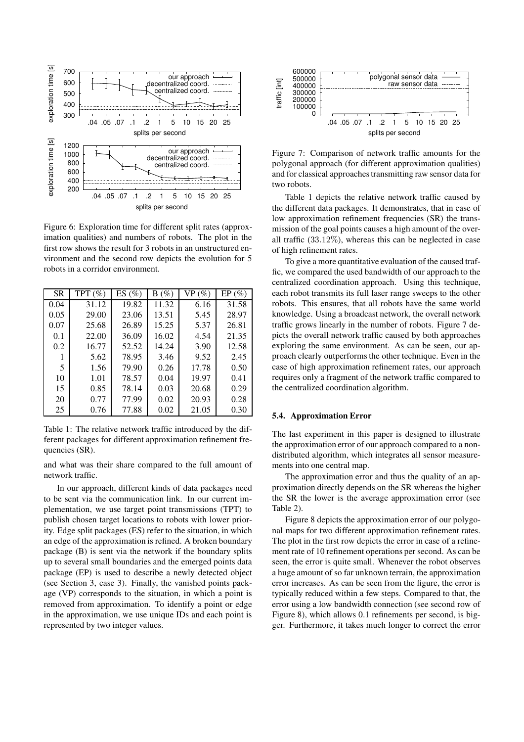Figure 6: Exploration time for different split rates (approximation qualities) and numbers of robots. The plot in the first row shows the result for 3 robots in an unstructured environment and the second row depicts the evolution for 5 robots in a corridor environment.

| SR | TPT (%) | ES (%) | B (%) | VP (%) | EP (%) |
|---|---|---|---|---|---|
| 0.04 | 31.12 | 19.82 | 11.32 | 6.16 | 31.58 |
| 0.05 | 29.00 | 23.06 | 13.51 | 5.45 | 28.97 |
| 0.07 | 25.68 | 26.89 | 15.25 | 5.37 | 26.81 |
| 0.1 | 22.00 | 36.09 | 16.02 | 4.54 | 21.35 |
| 0.2 | 16.77 | 52.52 | 14.24 | 3.90 | 12.58 |
| 1 | 5.62 | 78.95 | 3.46 | 9.52 | 2.45 |
| 5 | 1.56 | 79.90 | 0.26 | 17.78 | 0.50 |
| 10 | 1.01 | 78.57 | 0.04 | 19.97 | 0.41 |
| 15 | 0.85 | 78.14 | 0.03 | 20.68 | 0.29 |
| 20 | 0.77 | 77.99 | 0.02 | 20.93 | 0.28 |
| 25 | 0.76 | 77.88 | 0.02 | 21.05 | 0.30 |

Table 1: The relative network traffic introduced by the different packages for different approximation refinement frequencies (SR).

and what was their share compared to the full amount of network traffic.

In our approach, different kinds of data packages need to be sent via the communication link. In our current implementation, we use target point transmissions (TPT) to publish chosen target locations to robots with lower priority. Edge split packages (ES) refer to the situation, in which an edge of the approximation is refined. A broken boundary package (B) is sent via the network if the boundary splits up to several small boundaries and the emerged points data package (EP) is used to describe a newly detected object (see Section 3, case 3). Finally, the vanished points package (VP) corresponds to the situation, in which a point is removed from approximation. To identify a point or edge in the approximation, we use unique IDs and each point is represented by two integer values.

Figure 7: Comparison of network traffic amounts for the polygonal approach (for different approximation qualities) and for classical approaches transmitting raw sensor data for two robots.

Table 1 depicts the relative network traffic caused by the different data packages. It demonstrates, that in case of low approximation refinement frequencies (SR) the transmission of the goal points causes a high amount of the overall traffic ($33.12\%$), whereas this can be neglected in case of high refinement rates.

To give a more quantitative evaluation of the caused traffic, we compared the used bandwidth of our approach to the centralized coordination approach. Using this technique, each robot transmits its full laser range sweeps to the other robots. This ensures, that all robots have the same world knowledge. Using a broadcast network, the overall network traffic grows linearly in the number of robots. Figure 7 depicts the overall network traffic caused by both approaches exploring the same environment. As can be seen, our approach clearly outperforms the other technique. Even in the case of high approximation refinement rates, our approach requires only a fragment of the network traffic compared to the centralized coordination algorithm.

### 5.4. Approximation Error

The last experiment in this paper is designed to illustrate the approximation error of our approach compared to a non-distributed algorithm, which integrates all sensor measurements into one central map.

The approximation error and thus the quality of an approximation directly depends on the SR whereas the higher the SR the lower is the average approximation error (see Table 2).

Figure 8 depicts the approximation error of our polygonal maps for two different approximation refinement rates. The plot in the first row depicts the error in case of a refinement rate of 10 refinement operations per second. As can be seen, the error is quite small. Whenever the robot observes a huge amount of so far unknown terrain, the approximation error increases. As can be seen from the figure, the error is typically reduced within a few steps. Compared to that, the error using a low bandwidth connection (see second row of Figure 8), which allows 0.1 refinements per second, is bigger. Furthermore, it takes much longer to correct the error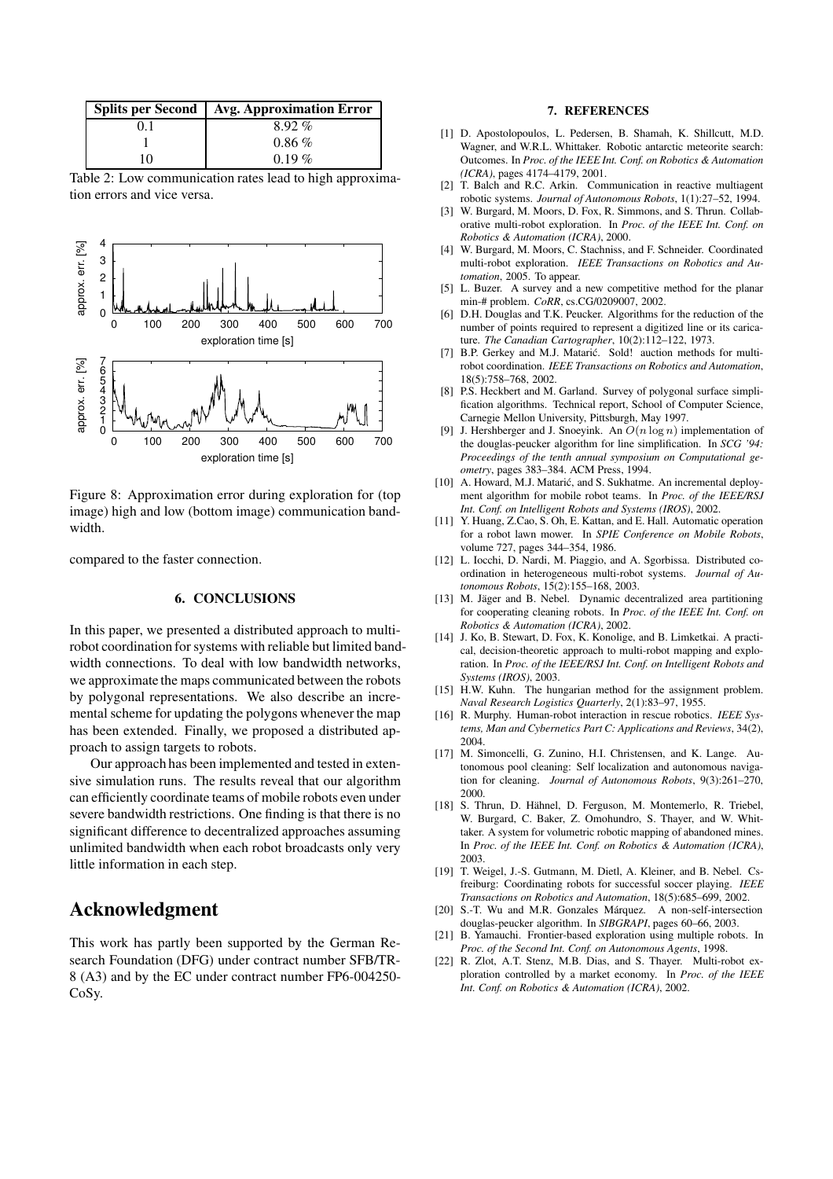| Splits per Second | Avg. Approximation Error |
|---|---|
| 0.1 | 8.92 % |
| 1 | 0.86 % |
| 10 | 0.19 % |

Table 2: Low communication rates lead to high approximation errors and vice versa.

approx. err. [%]
4
3
2
1
0
0 100 200 300 400 500 600 700
exploration time [s]

approx. err. [%]
7
6
5
4
3
2
1
0
0 100 200 300 400 500 600 700
exploration time [s]

Figure 8: Approximation error during exploration for (top image) high and low (bottom image) communication bandwidth.

compared to the faster connection.

## 6. CONCLUSIONS

In this paper, we presented a distributed approach to multi-robot coordination for systems with reliable but limited bandwidth connections. To deal with low bandwidth networks, we approximate the maps communicated between the robots by polygonal representations. We also describe an incremental scheme for updating the polygons whenever the map has been extended. Finally, we proposed a distributed approach to assign targets to robots.

Our approach has been implemented and tested in extensive simulation runs. The results reveal that our algorithm can efficiently coordinate teams of mobile robots even under severe bandwidth restrictions. One finding is that there is no significant difference to decentralized approaches assuming unlimited bandwidth when each robot broadcasts only very little information in each step.

# Acknowledgment

This work has partly been supported by the German Research Foundation (DFG) under contract number SFB/TR-8 (A3) and by the EC under contract number FP6-004250-CoSy.

## 7. REFERENCES

[1] D. Apostolopoulos, L. Pedersen, B. Shamah, K. Shillcutt, M.D. Wagner, and W.R.L. Whittaker. Robotic antarctic meteorite search: Outcomes. In *Proc. of the IEEE Int. Conf. on Robotics & Automation (ICRA)*, pages 4174–4179, 2001.

[2] T. Balch and R.C. Arkin. Communication in reactive multiagent robotic systems. *Journal of Autonomous Robots*, 1(1):27–52, 1994.

[3] W. Burgard, M. Moors, D. Fox, R. Simmons, and S. Thrun. Collaborative multi-robot exploration. In *Proc. of the IEEE Int. Conf. on Robotics & Automation (ICRA)*, 2000.

[4] W. Burgard, M. Moors, C. Stachniss, and F. Schneider. Coordinated multi-robot exploration. *IEEE Transactions on Robotics and Automation*, 2005. To appear.

[5] L. Buzer. A survey and a new competitive method for the planar min-# problem. *CoRR*, cs.CG/0209007, 2002.

[6] D.H. Douglas and T.K. Peucker. Algorithms for the reduction of the number of points required to represent a digitized line or its caricature. *The Canadian Cartographer*, 10(2):112–122, 1973.

[7] B.P. Gerkey and M.J. Matarić. Sold! auction methods for multi-robot coordination. *IEEE Transactions on Robotics and Automation*, 18(5):758–768, 2002.

[8] P.S. Heckbert and M. Garland. Survey of polygonal surface simplification algorithms. Technical report, School of Computer Science, Carnegie Mellon University, Pittsburgh, May 1997.

[9] J. Hershberger and J. Snoeyink. An $O(n \log n)$ implementation of the douglas-peucker algorithm for line simplification. In *SCG '94: Proceedings of the tenth annual symposium on Computational geometry*, pages 383–384. ACM Press, 1994.

[10] A. Howard, M.J. Matarić, and S. Sukhatme. An incremental deployment algorithm for mobile robot teams. In *Proc. of the IEEE/RSJ Int. Conf. on Intelligent Robots and Systems (IROS)*, 2002.

[11] Y. Huang, Z.Cao, S. Oh, E. Kattan, and E. Hall. Automatic operation for a robot lawn mower. In *SPIE Conference on Mobile Robots*, volume 727, pages 344–354, 1986.

[12] L. Iocchi, D. Nardi, M. Piaggio, and A. Sgorbissa. Distributed coordination in heterogeneous multi-robot systems. *Journal of Autonomous Robots*, 15(2):155–168, 2003.

[13] M. Jäger and B. Nebel. Dynamic decentralized area partitioning for cooperating cleaning robots. In *Proc. of the IEEE Int. Conf. on Robotics & Automation (ICRA)*, 2002.

[14] J. Ko, B. Stewart, D. Fox, K. Konolige, and B. Limketkai. A practical, decision-theoretic approach to multi-robot mapping and exploration. In *Proc. of the IEEE/RSJ Int. Conf. on Intelligent Robots and Systems (IROS)*, 2003.

[15] H.W. Kuhn. The hungarian method for the assignment problem. *Naval Research Logistics Quarterly*, 2(1):83–97, 1955.

[16] R. Murphy. Human-robot interaction in rescue robotics. *IEEE Systems, Man and Cybernetics Part C: Applications and Reviews*, 34(2), 2004.

[17] M. Simoncelli, G. Zunino, H.I. Christensen, and K. Lange. Autonomous pool cleaning: Self localization and autonomous navigation for cleaning. *Journal of Autonomous Robots*, 9(3):261–270, 2000.

[18] S. Thrun, D. Hähnel, D. Ferguson, M. Montemerlo, R. Triebel, W. Burgard, C. Baker, Z. Omohundro, S. Thayer, and W. Whittaker. A system for volumetric robotic mapping of abandoned mines. In *Proc. of the IEEE Int. Conf. on Robotics & Automation (ICRA)*, 2003.

[19] T. Weigel, J.-S. Gutmann, M. Dietl, A. Kleiner, and B. Nebel. Cs-freiburg: Coordinating robots for successful soccer playing. *IEEE Transactions on Robotics and Automation*, 18(5):685–699, 2002.

[20] S.-T. Wu and M.R. Gonzales Márquez. A non-self-intersection douglas-peucker algorithm. In *SIBGRAPI*, pages 60–66, 2003.

[21] B. Yamauchi. Frontier-based exploration using multiple robots. In *Proc. of the Second Int. Conf. on Autonomous Agents*, 1998.

[22] R. Zlot, A.T. Stenz, M.B. Dias, and S. Thayer. Multi-robot exploration controlled by a market economy. In *Proc. of the IEEE Int. Conf. on Robotics & Automation (ICRA)*, 2002.